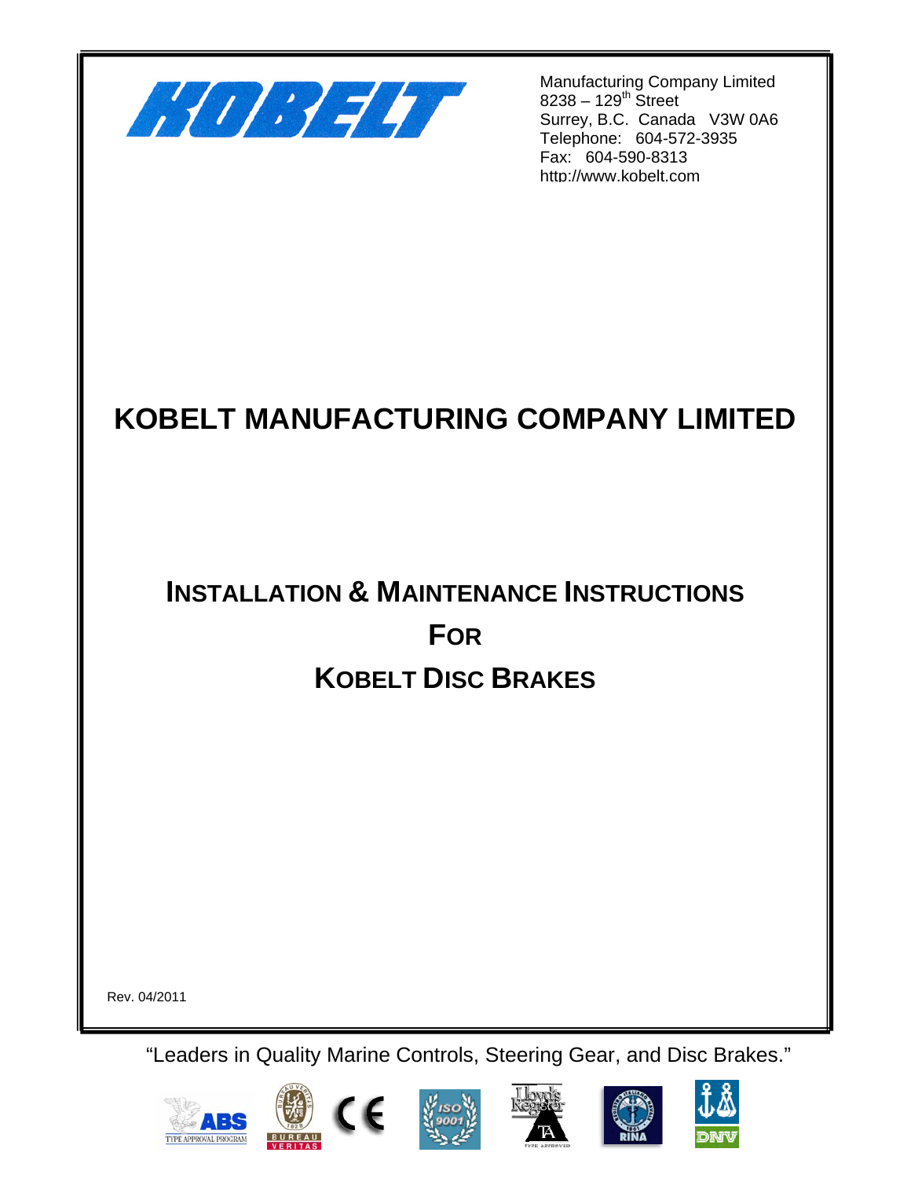Manufacturing Company Limited
8238 – 129th Street
Surrey, B.C. Canada V3W 0A6
Telephone: 604-572-3935
Fax: 604-590-8313
http://www.kobelt.com

# KOBELT MANUFACTURING COMPANY LIMITED

## INSTALLATION & MAINTENANCE INSTRUCTIONS FOR KOBELT DISC BRAKES

Rev. 04/2011

"Leaders in Quality Marine Controls, Steering Gear, and Disc Brakes."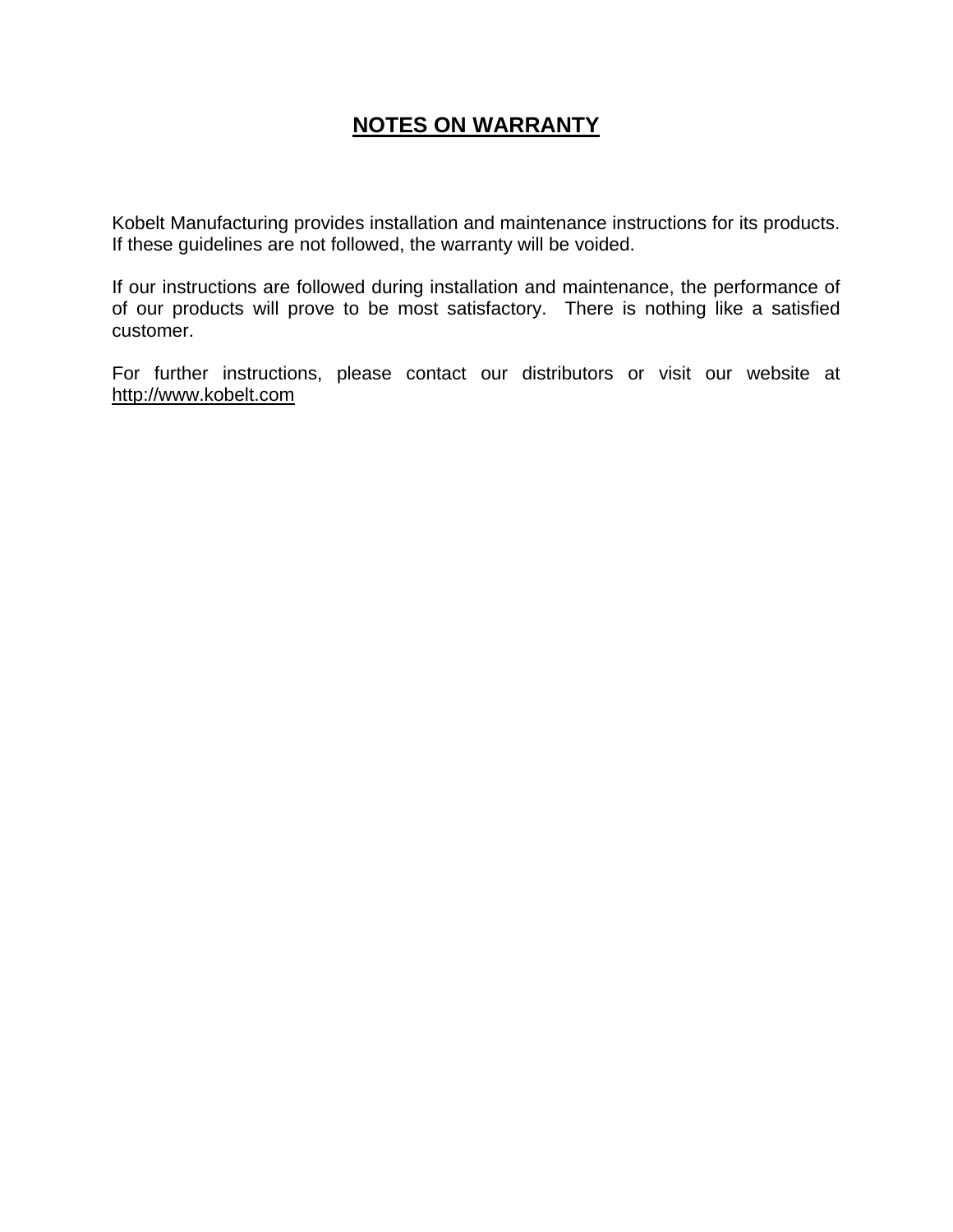# NOTES ON WARRANTY

Kobelt Manufacturing provides installation and maintenance instructions for its products. If these guidelines are not followed, the warranty will be voided.

If our instructions are followed during installation and maintenance, the performance of of our products will prove to be most satisfactory. There is nothing like a satisfied customer.

For further instructions, please contact our distributors or visit our website at http://www.kobelt.com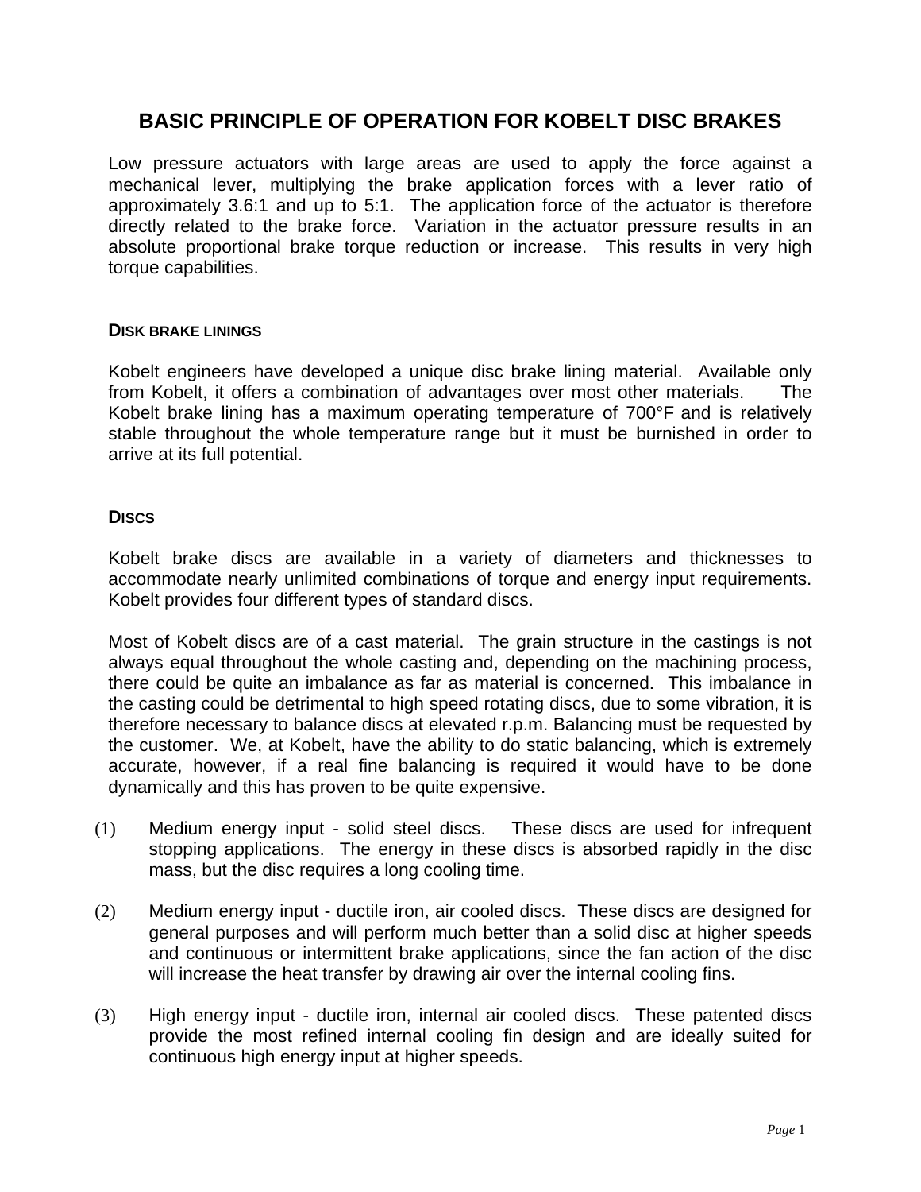# BASIC PRINCIPLE OF OPERATION FOR KOBELT DISC BRAKES

Low pressure actuators with large areas are used to apply the force against a mechanical lever, multiplying the brake application forces with a lever ratio of approximately 3.6:1 and up to 5:1. The application force of the actuator is therefore directly related to the brake force. Variation in the actuator pressure results in an absolute proportional brake torque reduction or increase. This results in very high torque capabilities.

## DISK BRAKE LININGS

Kobelt engineers have developed a unique disc brake lining material. Available only from Kobelt, it offers a combination of advantages over most other materials. The Kobelt brake lining has a maximum operating temperature of 700°F and is relatively stable throughout the whole temperature range but it must be burnished in order to arrive at its full potential.

## DISCS

Kobelt brake discs are available in a variety of diameters and thicknesses to accommodate nearly unlimited combinations of torque and energy input requirements. Kobelt provides four different types of standard discs.

Most of Kobelt discs are of a cast material. The grain structure in the castings is not always equal throughout the whole casting and, depending on the machining process, there could be quite an imbalance as far as material is concerned. This imbalance in the casting could be detrimental to high speed rotating discs, due to some vibration, it is therefore necessary to balance discs at elevated r.p.m. Balancing must be requested by the customer. We, at Kobelt, have the ability to do static balancing, which is extremely accurate, however, if a real fine balancing is required it would have to be done dynamically and this has proven to be quite expensive.

(1) Medium energy input - solid steel discs. These discs are used for infrequent stopping applications. The energy in these discs is absorbed rapidly in the disc mass, but the disc requires a long cooling time.

(2) Medium energy input - ductile iron, air cooled discs. These discs are designed for general purposes and will perform much better than a solid disc at higher speeds and continuous or intermittent brake applications, since the fan action of the disc will increase the heat transfer by drawing air over the internal cooling fins.

(3) High energy input - ductile iron, internal air cooled discs. These patented discs provide the most refined internal cooling fin design and are ideally suited for continuous high energy input at higher speeds.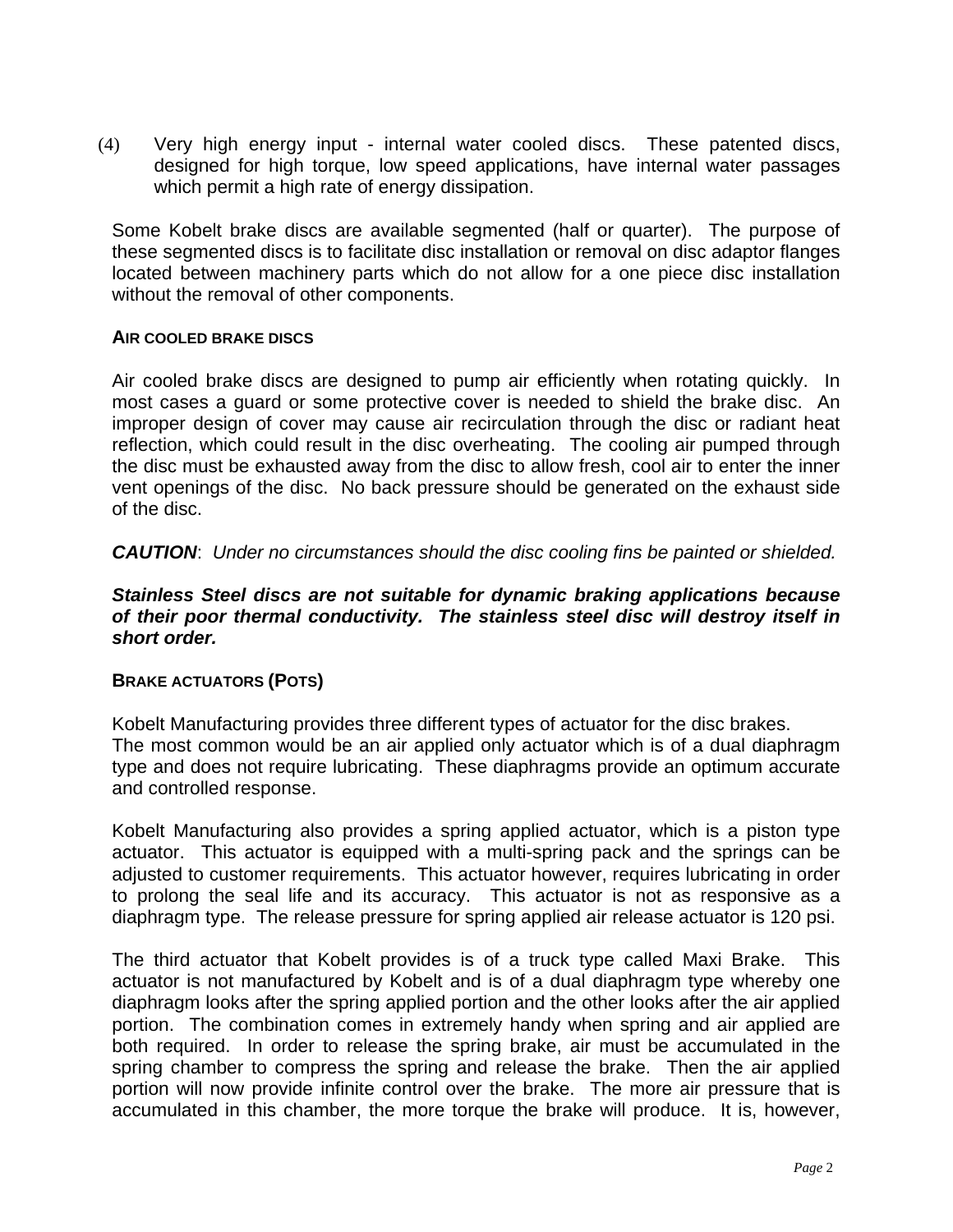(4) Very high energy input - internal water cooled discs. These patented discs, designed for high torque, low speed applications, have internal water passages which permit a high rate of energy dissipation.

Some Kobelt brake discs are available segmented (half or quarter). The purpose of these segmented discs is to facilitate disc installation or removal on disc adaptor flanges located between machinery parts which do not allow for a one piece disc installation without the removal of other components.

### AIR COOLED BRAKE DISCS

Air cooled brake discs are designed to pump air efficiently when rotating quickly. In most cases a guard or some protective cover is needed to shield the brake disc. An improper design of cover may cause air recirculation through the disc or radiant heat reflection, which could result in the disc overheating. The cooling air pumped through the disc must be exhausted away from the disc to allow fresh, cool air to enter the inner vent openings of the disc. No back pressure should be generated on the exhaust side of the disc.

***CAUTION***: *Under no circumstances should the disc cooling fins be painted or shielded.*

***Stainless Steel discs are not suitable for dynamic braking applications because of their poor thermal conductivity. The stainless steel disc will destroy itself in short order.***

### BRAKE ACTUATORS (POTS)

Kobelt Manufacturing provides three different types of actuator for the disc brakes.
The most common would be an air applied only actuator which is of a dual diaphragm type and does not require lubricating. These diaphragms provide an optimum accurate and controlled response.

Kobelt Manufacturing also provides a spring applied actuator, which is a piston type actuator. This actuator is equipped with a multi-spring pack and the springs can be adjusted to customer requirements. This actuator however, requires lubricating in order to prolong the seal life and its accuracy. This actuator is not as responsive as a diaphragm type. The release pressure for spring applied air release actuator is 120 psi.

The third actuator that Kobelt provides is of a truck type called Maxi Brake. This actuator is not manufactured by Kobelt and is of a dual diaphragm type whereby one diaphragm looks after the spring applied portion and the other looks after the air applied portion. The combination comes in extremely handy when spring and air applied are both required. In order to release the spring brake, air must be accumulated in the spring chamber to compress the spring and release the brake. Then the air applied portion will now provide infinite control over the brake. The more air pressure that is accumulated in this chamber, the more torque the brake will produce. It is, however,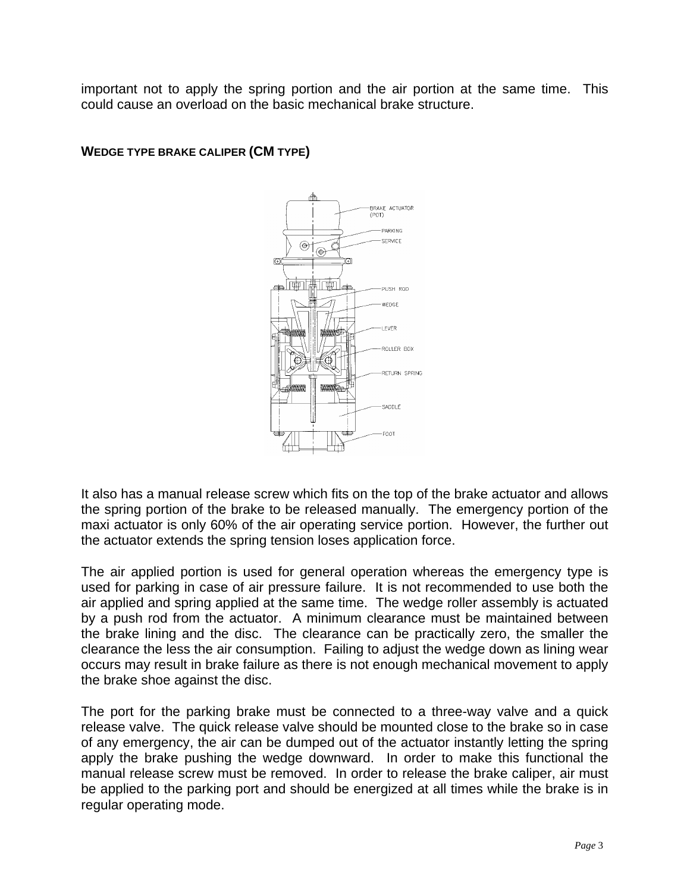important not to apply the spring portion and the air portion at the same time. This could cause an overload on the basic mechanical brake structure.

### WEDGE TYPE BRAKE CALIPER (CM TYPE)

It also has a manual release screw which fits on the top of the brake actuator and allows the spring portion of the brake to be released manually. The emergency portion of the maxi actuator is only 60% of the air operating service portion. However, the further out the actuator extends the spring tension loses application force.

The air applied portion is used for general operation whereas the emergency type is used for parking in case of air pressure failure. It is not recommended to use both the air applied and spring applied at the same time. The wedge roller assembly is actuated by a push rod from the actuator. A minimum clearance must be maintained between the brake lining and the disc. The clearance can be practically zero, the smaller the clearance the less the air consumption. Failing to adjust the wedge down as lining wear occurs may result in brake failure as there is not enough mechanical movement to apply the brake shoe against the disc.

The port for the parking brake must be connected to a three-way valve and a quick release valve. The quick release valve should be mounted close to the brake so in case of any emergency, the air can be dumped out of the actuator instantly letting the spring apply the brake pushing the wedge downward. In order to make this functional the manual release screw must be removed. In order to release the brake caliper, air must be applied to the parking port and should be energized at all times while the brake is in regular operating mode.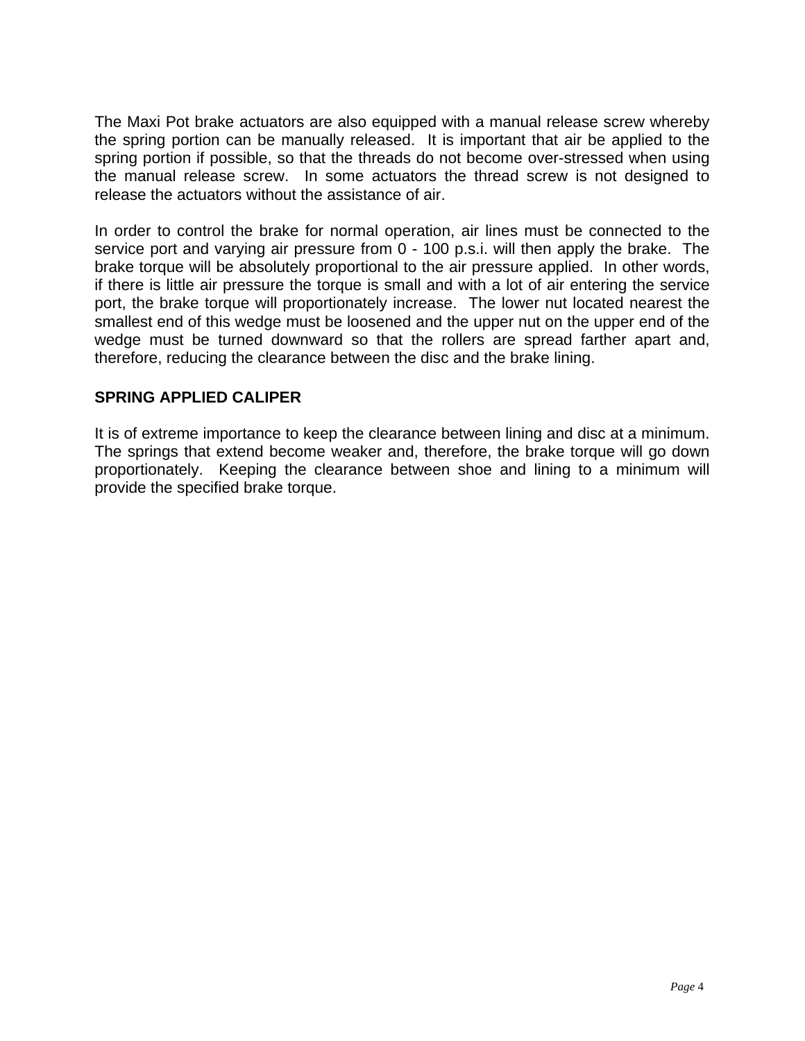The Maxi Pot brake actuators are also equipped with a manual release screw whereby the spring portion can be manually released. It is important that air be applied to the spring portion if possible, so that the threads do not become over-stressed when using the manual release screw. In some actuators the thread screw is not designed to release the actuators without the assistance of air.

In order to control the brake for normal operation, air lines must be connected to the service port and varying air pressure from 0 - 100 p.s.i. will then apply the brake. The brake torque will be absolutely proportional to the air pressure applied. In other words, if there is little air pressure the torque is small and with a lot of air entering the service port, the brake torque will proportionately increase. The lower nut located nearest the smallest end of this wedge must be loosened and the upper nut on the upper end of the wedge must be turned downward so that the rollers are spread farther apart and, therefore, reducing the clearance between the disc and the brake lining.

## SPRING APPLIED CALIPER

It is of extreme importance to keep the clearance between lining and disc at a minimum. The springs that extend become weaker and, therefore, the brake torque will go down proportionately. Keeping the clearance between shoe and lining to a minimum will provide the specified brake torque.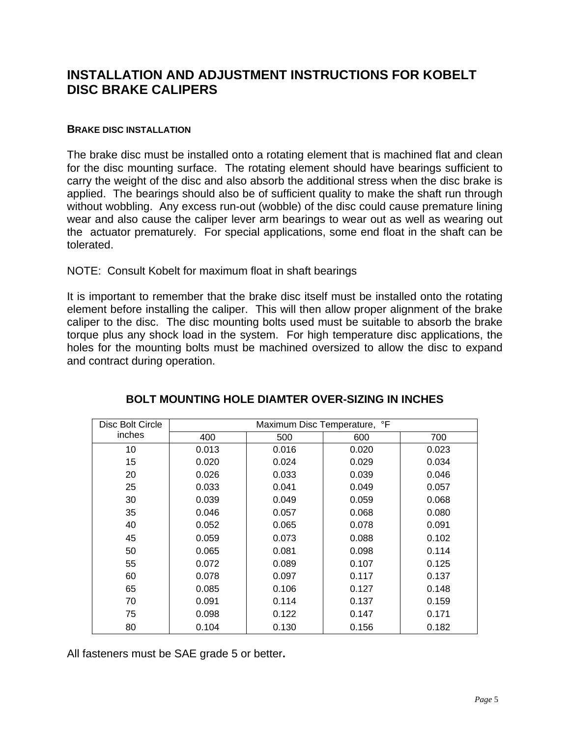# INSTALLATION AND ADJUSTMENT INSTRUCTIONS FOR KOBELT DISC BRAKE CALIPERS

#### BRAKE DISC INSTALLATION

The brake disc must be installed onto a rotating element that is machined flat and clean for the disc mounting surface. The rotating element should have bearings sufficient to carry the weight of the disc and also absorb the additional stress when the disc brake is applied. The bearings should also be of sufficient quality to make the shaft run through without wobbling. Any excess run-out (wobble) of the disc could cause premature lining wear and also cause the caliper lever arm bearings to wear out as well as wearing out the actuator prematurely. For special applications, some end float in the shaft can be tolerated.

NOTE: Consult Kobelt for maximum float in shaft bearings

It is important to remember that the brake disc itself must be installed onto the rotating element before installing the caliper. This will then allow proper alignment of the brake caliper to the disc. The disc mounting bolts used must be suitable to absorb the brake torque plus any shock load in the system. For high temperature disc applications, the holes for the mounting bolts must be machined oversized to allow the disc to expand and contract during operation.

**BOLT MOUNTING HOLE DIAMTER OVER-SIZING IN INCHES**

| Disc Bolt Circle inches | Maximum Disc Temperature, °F | | | |
|---|---|---|---|---|
| | 400 | 500 | 600 | 700 |
| 10 | 0.013 | 0.016 | 0.020 | 0.023 |
| 15 | 0.020 | 0.024 | 0.029 | 0.034 |
| 20 | 0.026 | 0.033 | 0.039 | 0.046 |
| 25 | 0.033 | 0.041 | 0.049 | 0.057 |
| 30 | 0.039 | 0.049 | 0.059 | 0.068 |
| 35 | 0.046 | 0.057 | 0.068 | 0.080 |
| 40 | 0.052 | 0.065 | 0.078 | 0.091 |
| 45 | 0.059 | 0.073 | 0.088 | 0.102 |
| 50 | 0.065 | 0.081 | 0.098 | 0.114 |
| 55 | 0.072 | 0.089 | 0.107 | 0.125 |
| 60 | 0.078 | 0.097 | 0.117 | 0.137 |
| 65 | 0.085 | 0.106 | 0.127 | 0.148 |
| 70 | 0.091 | 0.114 | 0.137 | 0.159 |
| 75 | 0.098 | 0.122 | 0.147 | 0.171 |
| 80 | 0.104 | 0.130 | 0.156 | 0.182 |

All fasteners must be SAE grade 5 or better**.**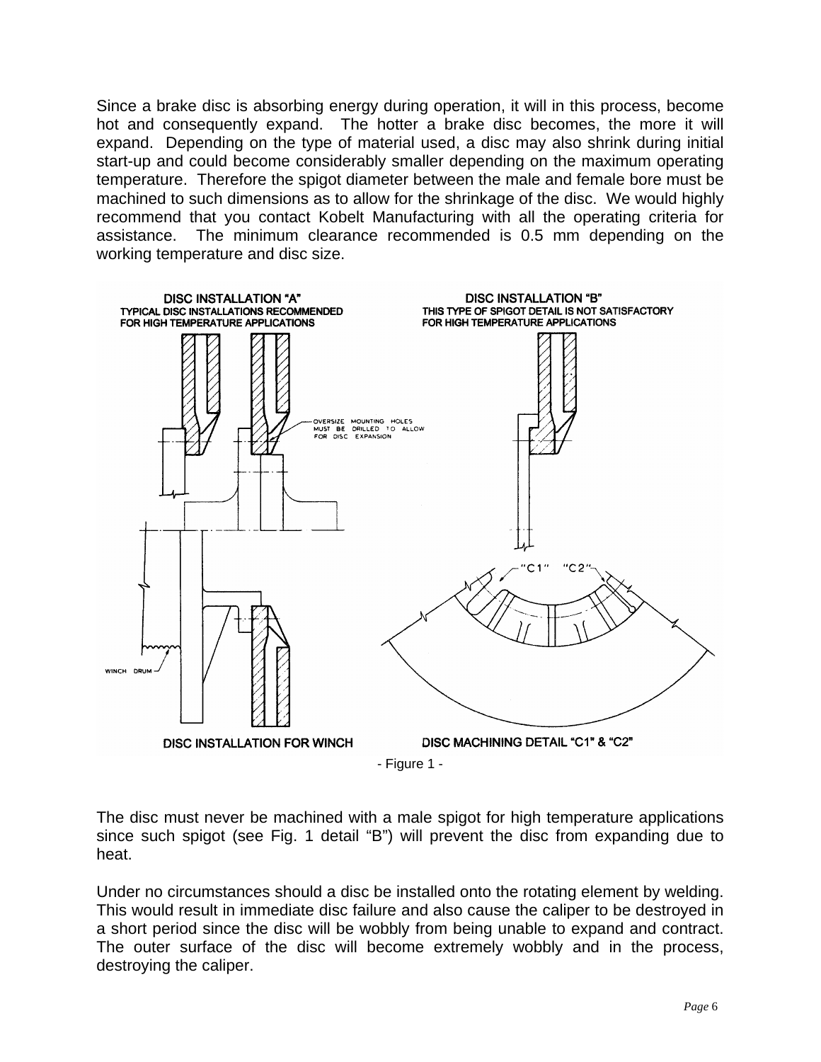Since a brake disc is absorbing energy during operation, it will in this process, become hot and consequently expand. The hotter a brake disc becomes, the more it will expand. Depending on the type of material used, a disc may also shrink during initial start-up and could become considerably smaller depending on the maximum operating temperature. Therefore the spigot diameter between the male and female bore must be machined to such dimensions as to allow for the shrinkage of the disc. We would highly recommend that you contact Kobelt Manufacturing with all the operating criteria for assistance. The minimum clearance recommended is 0.5 mm depending on the working temperature and disc size.

DISC INSTALLATION "A"
TYPICAL DISC INSTALLATIONS RECOMMENDED FOR HIGH TEMPERATURE APPLICATIONS

DISC INSTALLATION "B"
THIS TYPE OF SPIGOT DETAIL IS NOT SATISFACTORY FOR HIGH TEMPERATURE APPLICATIONS

OVERSIZE MOUNTING HOLES MUST BE DRILLED TO ALLOW FOR DISC EXPANSION

"C1" "C2"

WINCH DRUM

DISC INSTALLATION FOR WINCH

DISC MACHINING DETAIL "C1" & "C2"

- Figure 1 -

The disc must never be machined with a male spigot for high temperature applications since such spigot (see Fig. 1 detail "B") will prevent the disc from expanding due to heat.

Under no circumstances should a disc be installed onto the rotating element by welding. This would result in immediate disc failure and also cause the caliper to be destroyed in a short period since the disc will be wobbly from being unable to expand and contract. The outer surface of the disc will become extremely wobbly and in the process, destroying the caliper.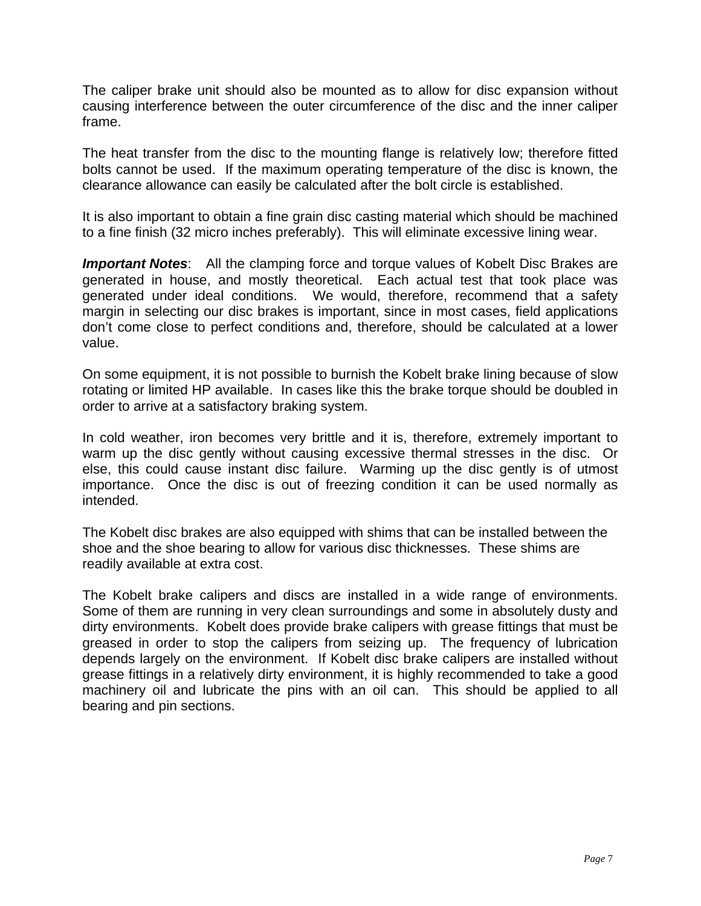The caliper brake unit should also be mounted as to allow for disc expansion without causing interference between the outer circumference of the disc and the inner caliper frame.

The heat transfer from the disc to the mounting flange is relatively low; therefore fitted bolts cannot be used. If the maximum operating temperature of the disc is known, the clearance allowance can easily be calculated after the bolt circle is established.

It is also important to obtain a fine grain disc casting material which should be machined to a fine finish (32 micro inches preferably). This will eliminate excessive lining wear.

***Important Notes***: All the clamping force and torque values of Kobelt Disc Brakes are generated in house, and mostly theoretical. Each actual test that took place was generated under ideal conditions. We would, therefore, recommend that a safety margin in selecting our disc brakes is important, since in most cases, field applications don't come close to perfect conditions and, therefore, should be calculated at a lower value.

On some equipment, it is not possible to burnish the Kobelt brake lining because of slow rotating or limited HP available. In cases like this the brake torque should be doubled in order to arrive at a satisfactory braking system.

In cold weather, iron becomes very brittle and it is, therefore, extremely important to warm up the disc gently without causing excessive thermal stresses in the disc. Or else, this could cause instant disc failure. Warming up the disc gently is of utmost importance. Once the disc is out of freezing condition it can be used normally as intended.

The Kobelt disc brakes are also equipped with shims that can be installed between the shoe and the shoe bearing to allow for various disc thicknesses. These shims are readily available at extra cost.

The Kobelt brake calipers and discs are installed in a wide range of environments. Some of them are running in very clean surroundings and some in absolutely dusty and dirty environments. Kobelt does provide brake calipers with grease fittings that must be greased in order to stop the calipers from seizing up. The frequency of lubrication depends largely on the environment. If Kobelt disc brake calipers are installed without grease fittings in a relatively dirty environment, it is highly recommended to take a good machinery oil and lubricate the pins with an oil can. This should be applied to all bearing and pin sections.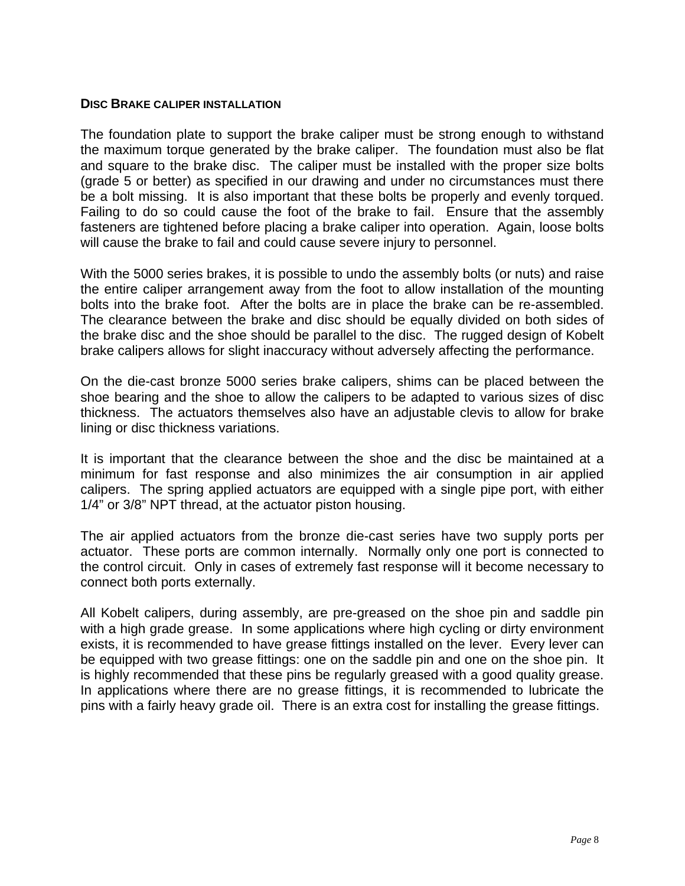## DISC BRAKE CALIPER INSTALLATION

The foundation plate to support the brake caliper must be strong enough to withstand the maximum torque generated by the brake caliper. The foundation must also be flat and square to the brake disc. The caliper must be installed with the proper size bolts (grade 5 or better) as specified in our drawing and under no circumstances must there be a bolt missing. It is also important that these bolts be properly and evenly torqued. Failing to do so could cause the foot of the brake to fail. Ensure that the assembly fasteners are tightened before placing a brake caliper into operation. Again, loose bolts will cause the brake to fail and could cause severe injury to personnel.

With the 5000 series brakes, it is possible to undo the assembly bolts (or nuts) and raise the entire caliper arrangement away from the foot to allow installation of the mounting bolts into the brake foot. After the bolts are in place the brake can be re-assembled. The clearance between the brake and disc should be equally divided on both sides of the brake disc and the shoe should be parallel to the disc. The rugged design of Kobelt brake calipers allows for slight inaccuracy without adversely affecting the performance.

On the die-cast bronze 5000 series brake calipers, shims can be placed between the shoe bearing and the shoe to allow the calipers to be adapted to various sizes of disc thickness. The actuators themselves also have an adjustable clevis to allow for brake lining or disc thickness variations.

It is important that the clearance between the shoe and the disc be maintained at a minimum for fast response and also minimizes the air consumption in air applied calipers. The spring applied actuators are equipped with a single pipe port, with either 1/4" or 3/8" NPT thread, at the actuator piston housing.

The air applied actuators from the bronze die-cast series have two supply ports per actuator. These ports are common internally. Normally only one port is connected to the control circuit. Only in cases of extremely fast response will it become necessary to connect both ports externally.

All Kobelt calipers, during assembly, are pre-greased on the shoe pin and saddle pin with a high grade grease. In some applications where high cycling or dirty environment exists, it is recommended to have grease fittings installed on the lever. Every lever can be equipped with two grease fittings: one on the saddle pin and one on the shoe pin. It is highly recommended that these pins be regularly greased with a good quality grease. In applications where there are no grease fittings, it is recommended to lubricate the pins with a fairly heavy grade oil. There is an extra cost for installing the grease fittings.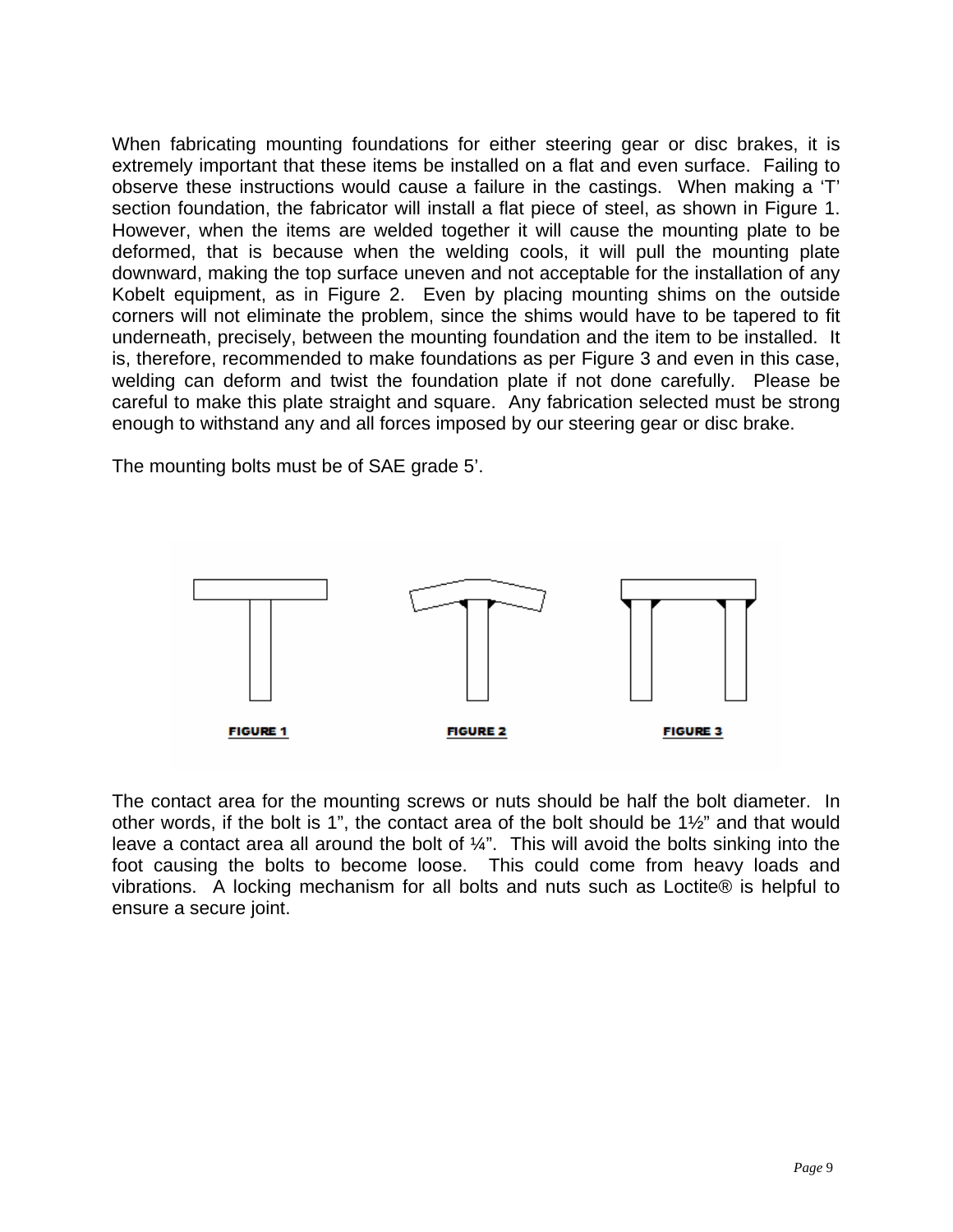When fabricating mounting foundations for either steering gear or disc brakes, it is extremely important that these items be installed on a flat and even surface. Failing to observe these instructions would cause a failure in the castings. When making a 'T' section foundation, the fabricator will install a flat piece of steel, as shown in Figure 1. However, when the items are welded together it will cause the mounting plate to be deformed, that is because when the welding cools, it will pull the mounting plate downward, making the top surface uneven and not acceptable for the installation of any Kobelt equipment, as in Figure 2. Even by placing mounting shims on the outside corners will not eliminate the problem, since the shims would have to be tapered to fit underneath, precisely, between the mounting foundation and the item to be installed. It is, therefore, recommended to make foundations as per Figure 3 and even in this case, welding can deform and twist the foundation plate if not done carefully. Please be careful to make this plate straight and square. Any fabrication selected must be strong enough to withstand any and all forces imposed by our steering gear or disc brake.

The mounting bolts must be of SAE grade 5'.

**FIGURE 1** **FIGURE 2** **FIGURE 3**

The contact area for the mounting screws or nuts should be half the bolt diameter. In other words, if the bolt is 1", the contact area of the bolt should be 1½" and that would leave a contact area all around the bolt of ¼". This will avoid the bolts sinking into the foot causing the bolts to become loose. This could come from heavy loads and vibrations. A locking mechanism for all bolts and nuts such as Loctite® is helpful to ensure a secure joint.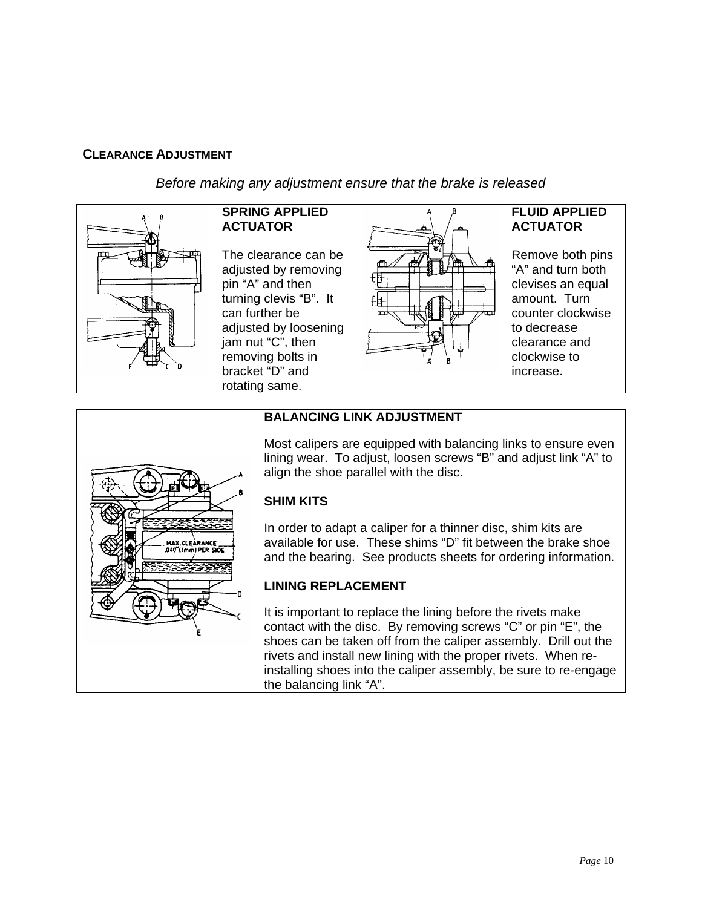## CLEARANCE ADJUSTMENT

*Before making any adjustment ensure that the brake is released*

**SPRING APPLIED ACTUATOR**

The clearance can be adjusted by removing pin “A” and then turning clevis “B”. It can further be adjusted by loosening jam nut “C”, then removing bolts in bracket “D” and rotating same.

**FLUID APPLIED ACTUATOR**

Remove both pins “A” and turn both clevises an equal amount. Turn counter clockwise to decrease clearance and clockwise to increase.

**BALANCING LINK ADJUSTMENT**

Most calipers are equipped with balancing links to ensure even lining wear. To adjust, loosen screws “B” and adjust link “A” to align the shoe parallel with the disc.

**SHIM KITS**

In order to adapt a caliper for a thinner disc, shim kits are available for use. These shims “D” fit between the brake shoe and the bearing. See products sheets for ordering information.

**LINING REPLACEMENT**

It is important to replace the lining before the rivets make contact with the disc. By removing screws “C” or pin “E”, the shoes can be taken off from the caliper assembly. Drill out the rivets and install new lining with the proper rivets. When re-installing shoes into the caliper assembly, be sure to re-engage the balancing link “A”.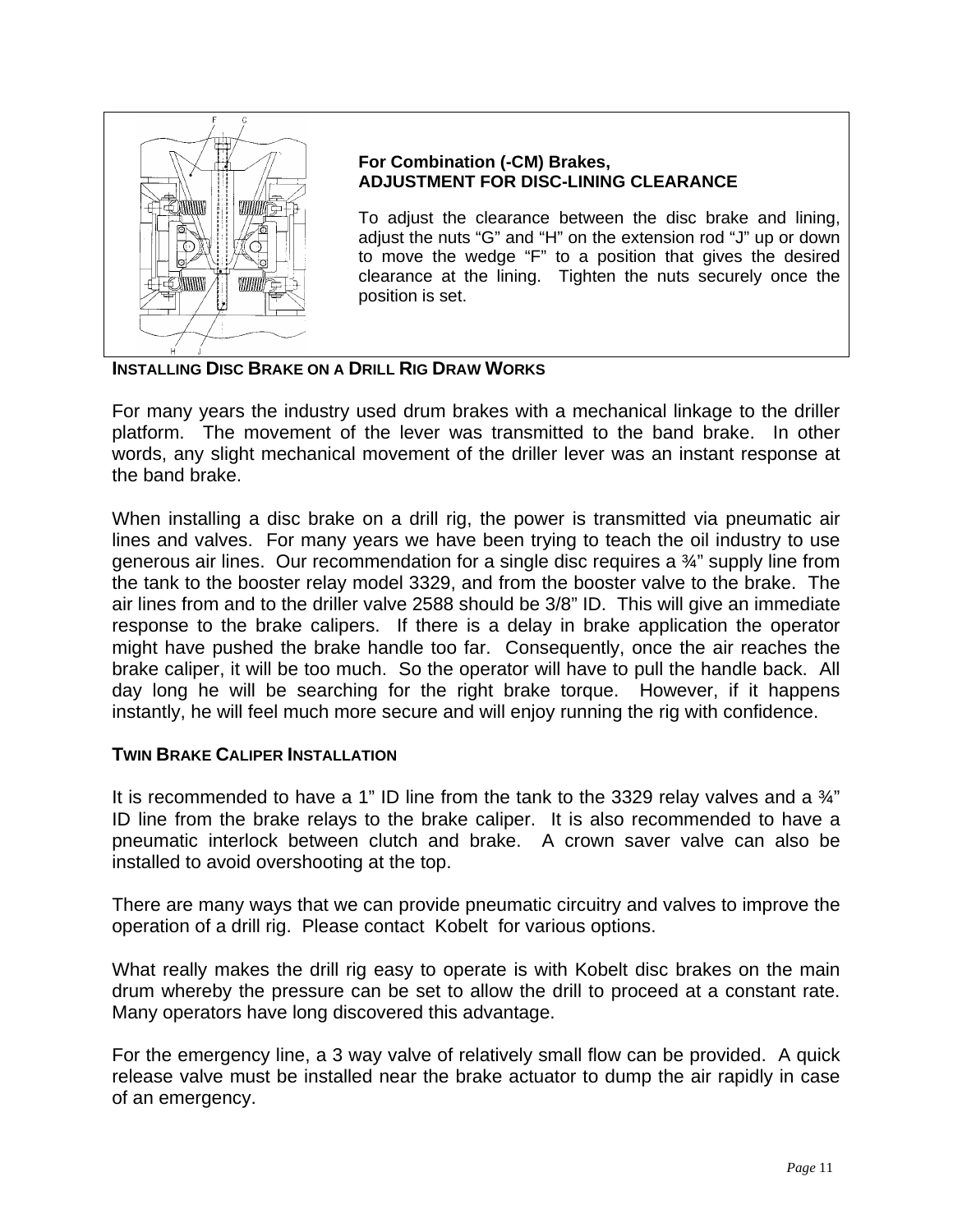**For Combination (-CM) Brakes,**
**ADJUSTMENT FOR DISC-LINING CLEARANCE**

To adjust the clearance between the disc brake and lining, adjust the nuts "G" and "H" on the extension rod "J" up or down to move the wedge "F" to a position that gives the desired clearance at the lining. Tighten the nuts securely once the position is set.

### INSTALLING DISC BRAKE ON A DRILL RIG DRAW WORKS

For many years the industry used drum brakes with a mechanical linkage to the driller platform. The movement of the lever was transmitted to the band brake. In other words, any slight mechanical movement of the driller lever was an instant response at the band brake.

When installing a disc brake on a drill rig, the power is transmitted via pneumatic air lines and valves. For many years we have been trying to teach the oil industry to use generous air lines. Our recommendation for a single disc requires a ¾" supply line from the tank to the booster relay model 3329, and from the booster valve to the brake. The air lines from and to the driller valve 2588 should be 3/8" ID. This will give an immediate response to the brake calipers. If there is a delay in brake application the operator might have pushed the brake handle too far. Consequently, once the air reaches the brake caliper, it will be too much. So the operator will have to pull the handle back. All day long he will be searching for the right brake torque. However, if it happens instantly, he will feel much more secure and will enjoy running the rig with confidence.

### TWIN BRAKE CALIPER INSTALLATION

It is recommended to have a 1" ID line from the tank to the 3329 relay valves and a ¾" ID line from the brake relays to the brake caliper. It is also recommended to have a pneumatic interlock between clutch and brake. A crown saver valve can also be installed to avoid overshooting at the top.

There are many ways that we can provide pneumatic circuitry and valves to improve the operation of a drill rig. Please contact Kobelt for various options.

What really makes the drill rig easy to operate is with Kobelt disc brakes on the main drum whereby the pressure can be set to allow the drill to proceed at a constant rate. Many operators have long discovered this advantage.

For the emergency line, a 3 way valve of relatively small flow can be provided. A quick release valve must be installed near the brake actuator to dump the air rapidly in case of an emergency.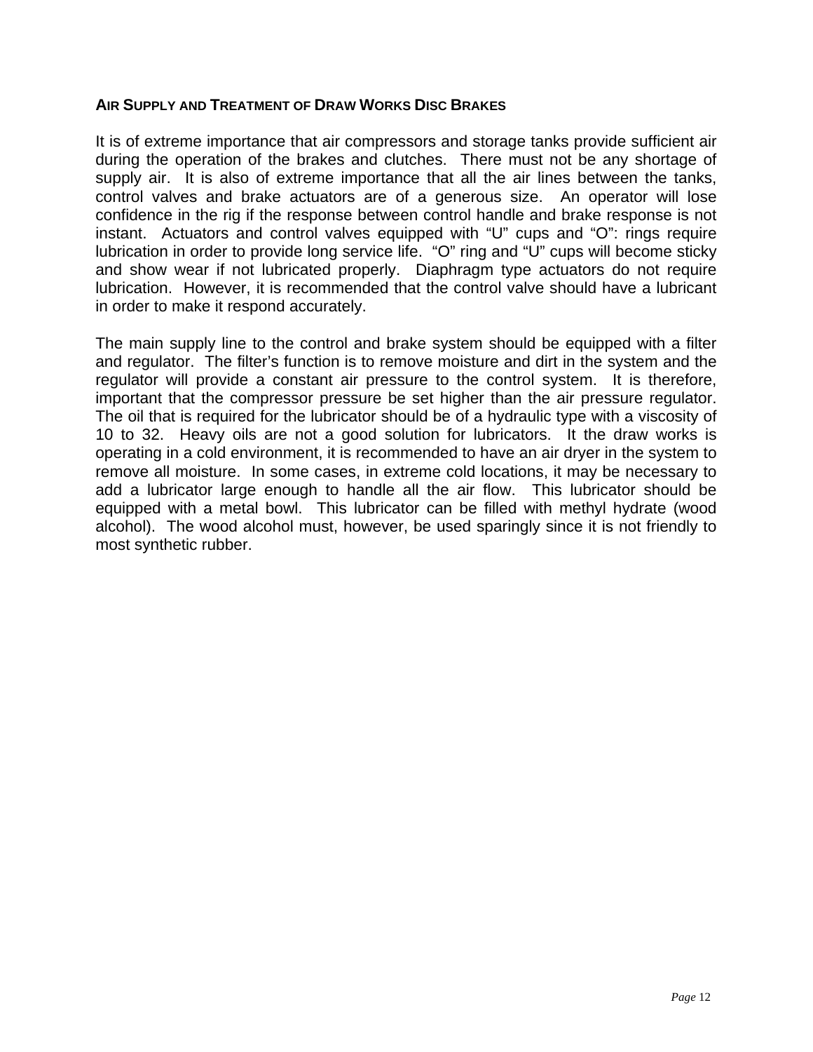### Air Supply and Treatment of Draw Works Disc Brakes

It is of extreme importance that air compressors and storage tanks provide sufficient air during the operation of the brakes and clutches. There must not be any shortage of supply air. It is also of extreme importance that all the air lines between the tanks, control valves and brake actuators are of a generous size. An operator will lose confidence in the rig if the response between control handle and brake response is not instant. Actuators and control valves equipped with "U" cups and "O": rings require lubrication in order to provide long service life. "O" ring and "U" cups will become sticky and show wear if not lubricated properly. Diaphragm type actuators do not require lubrication. However, it is recommended that the control valve should have a lubricant in order to make it respond accurately.

The main supply line to the control and brake system should be equipped with a filter and regulator. The filter's function is to remove moisture and dirt in the system and the regulator will provide a constant air pressure to the control system. It is therefore, important that the compressor pressure be set higher than the air pressure regulator. The oil that is required for the lubricator should be of a hydraulic type with a viscosity of 10 to 32. Heavy oils are not a good solution for lubricators. It the draw works is operating in a cold environment, it is recommended to have an air dryer in the system to remove all moisture. In some cases, in extreme cold locations, it may be necessary to add a lubricator large enough to handle all the air flow. This lubricator should be equipped with a metal bowl. This lubricator can be filled with methyl hydrate (wood alcohol). The wood alcohol must, however, be used sparingly since it is not friendly to most synthetic rubber.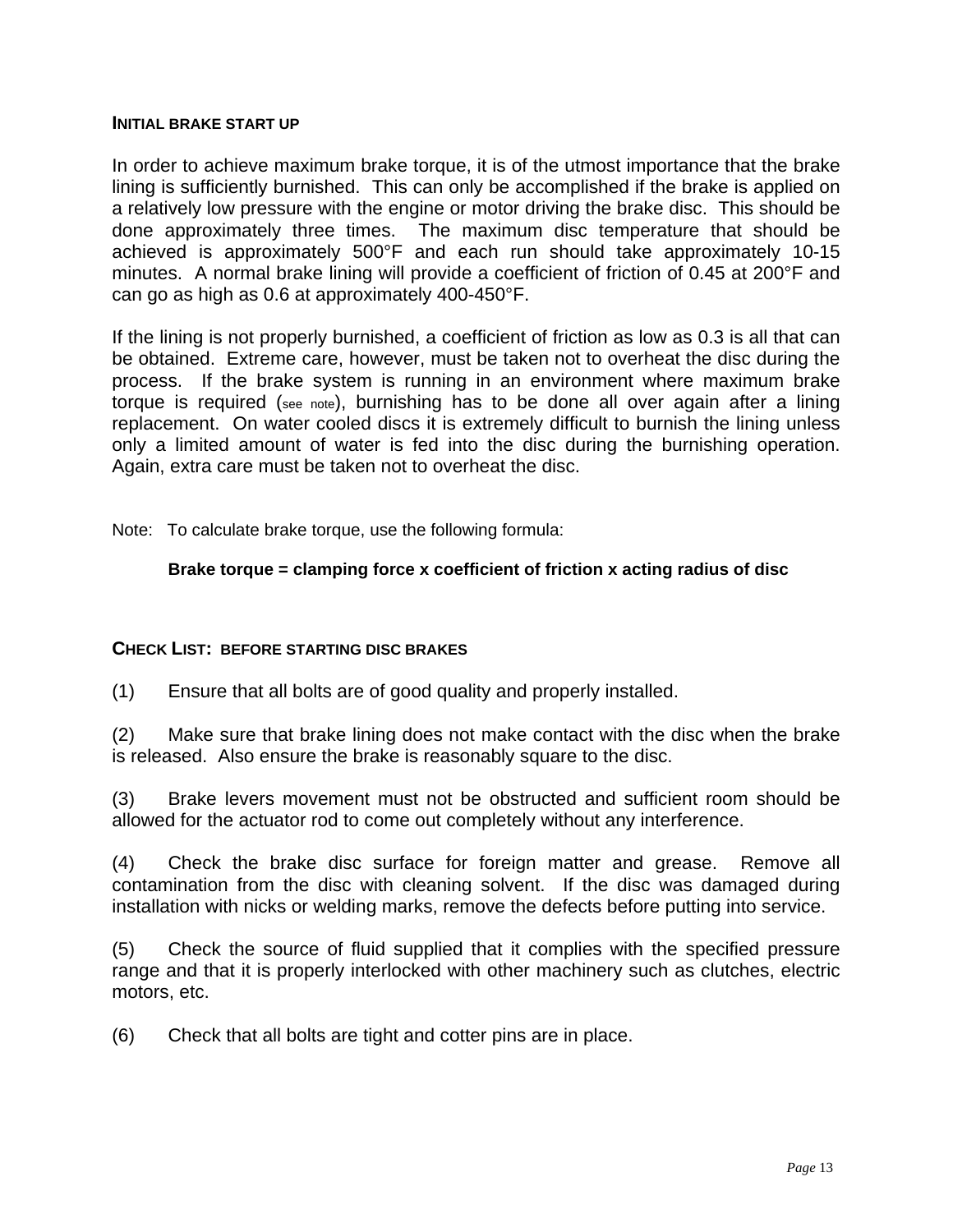## Initial brake start up

In order to achieve maximum brake torque, it is of the utmost importance that the brake lining is sufficiently burnished. This can only be accomplished if the brake is applied on a relatively low pressure with the engine or motor driving the brake disc. This should be done approximately three times. The maximum disc temperature that should be achieved is approximately 500°F and each run should take approximately 10-15 minutes. A normal brake lining will provide a coefficient of friction of 0.45 at 200°F and can go as high as 0.6 at approximately 400-450°F.

If the lining is not properly burnished, a coefficient of friction as low as 0.3 is all that can be obtained. Extreme care, however, must be taken not to overheat the disc during the process. If the brake system is running in an environment where maximum brake torque is required (see note), burnishing has to be done all over again after a lining replacement. On water cooled discs it is extremely difficult to burnish the lining unless only a limited amount of water is fed into the disc during the burnishing operation. Again, extra care must be taken not to overheat the disc.

Note: To calculate brake torque, use the following formula:

**Brake torque = clamping force x coefficient of friction x acting radius of disc**

## Check List: before starting disc brakes

(1) Ensure that all bolts are of good quality and properly installed.

(2) Make sure that brake lining does not make contact with the disc when the brake is released. Also ensure the brake is reasonably square to the disc.

(3) Brake levers movement must not be obstructed and sufficient room should be allowed for the actuator rod to come out completely without any interference.

(4) Check the brake disc surface for foreign matter and grease. Remove all contamination from the disc with cleaning solvent. If the disc was damaged during installation with nicks or welding marks, remove the defects before putting into service.

(5) Check the source of fluid supplied that it complies with the specified pressure range and that it is properly interlocked with other machinery such as clutches, electric motors, etc.

(6) Check that all bolts are tight and cotter pins are in place.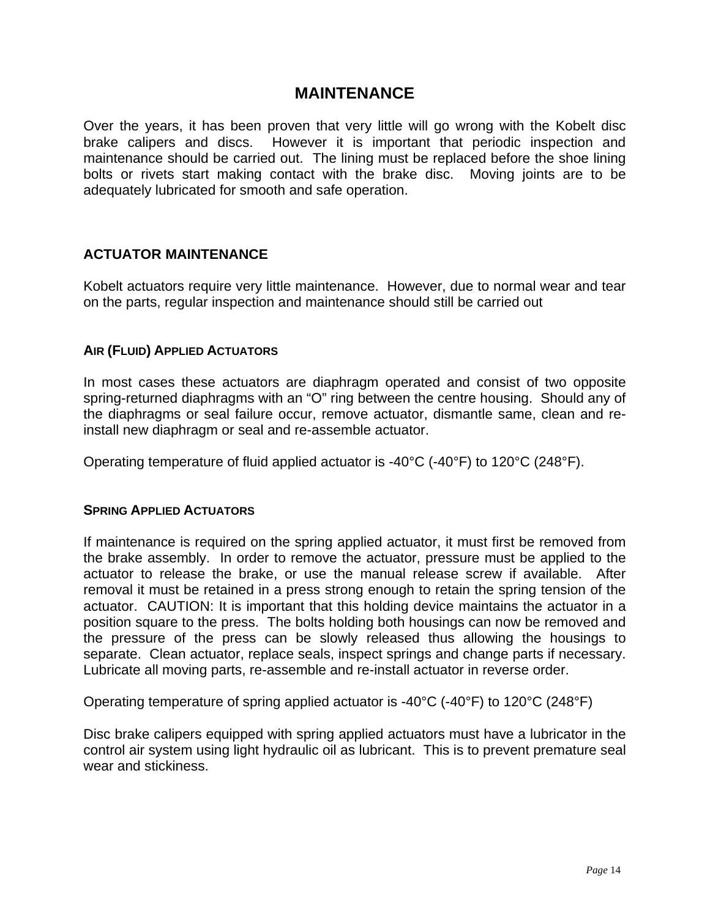# MAINTENANCE

Over the years, it has been proven that very little will go wrong with the Kobelt disc brake calipers and discs. However it is important that periodic inspection and maintenance should be carried out. The lining must be replaced before the shoe lining bolts or rivets start making contact with the brake disc. Moving joints are to be adequately lubricated for smooth and safe operation.

## ACTUATOR MAINTENANCE

Kobelt actuators require very little maintenance. However, due to normal wear and tear on the parts, regular inspection and maintenance should still be carried out

### AIR (FLUID) APPLIED ACTUATORS

In most cases these actuators are diaphragm operated and consist of two opposite spring-returned diaphragms with an "O" ring between the centre housing. Should any of the diaphragms or seal failure occur, remove actuator, dismantle same, clean and re-install new diaphragm or seal and re-assemble actuator.

Operating temperature of fluid applied actuator is -40°C (-40°F) to 120°C (248°F).

### SPRING APPLIED ACTUATORS

If maintenance is required on the spring applied actuator, it must first be removed from the brake assembly. In order to remove the actuator, pressure must be applied to the actuator to release the brake, or use the manual release screw if available. After removal it must be retained in a press strong enough to retain the spring tension of the actuator. CAUTION: It is important that this holding device maintains the actuator in a position square to the press. The bolts holding both housings can now be removed and the pressure of the press can be slowly released thus allowing the housings to separate. Clean actuator, replace seals, inspect springs and change parts if necessary. Lubricate all moving parts, re-assemble and re-install actuator in reverse order.

Operating temperature of spring applied actuator is -40°C (-40°F) to 120°C (248°F)

Disc brake calipers equipped with spring applied actuators must have a lubricator in the control air system using light hydraulic oil as lubricant. This is to prevent premature seal wear and stickiness.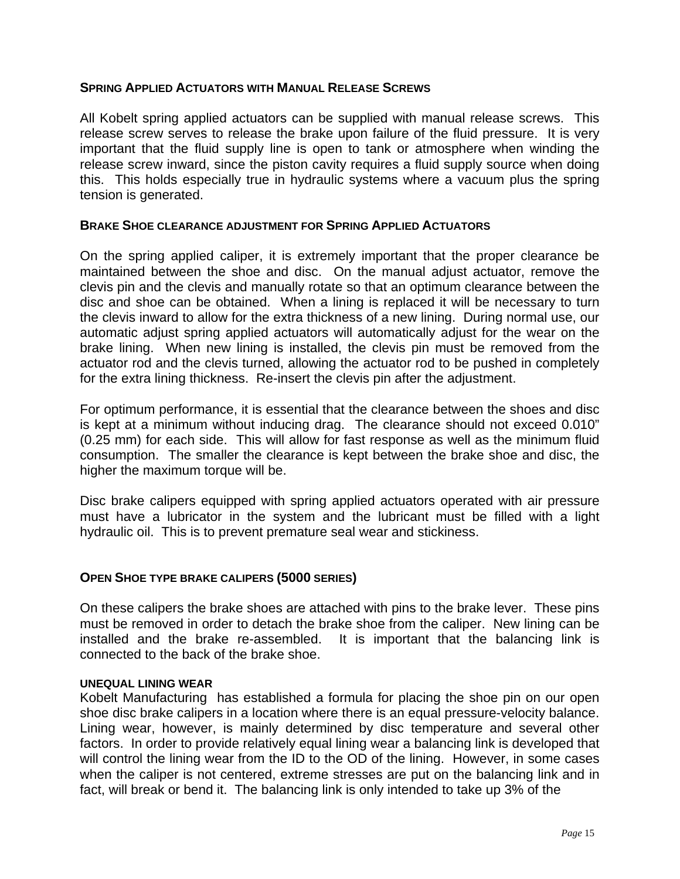## Spring Applied Actuators with Manual Release Screws

All Kobelt spring applied actuators can be supplied with manual release screws. This release screw serves to release the brake upon failure of the fluid pressure. It is very important that the fluid supply line is open to tank or atmosphere when winding the release screw inward, since the piston cavity requires a fluid supply source when doing this. This holds especially true in hydraulic systems where a vacuum plus the spring tension is generated.

## Brake Shoe clearance adjustment for Spring Applied Actuators

On the spring applied caliper, it is extremely important that the proper clearance be maintained between the shoe and disc. On the manual adjust actuator, remove the clevis pin and the clevis and manually rotate so that an optimum clearance between the disc and shoe can be obtained. When a lining is replaced it will be necessary to turn the clevis inward to allow for the extra thickness of a new lining. During normal use, our automatic adjust spring applied actuators will automatically adjust for the wear on the brake lining. When new lining is installed, the clevis pin must be removed from the actuator rod and the clevis turned, allowing the actuator rod to be pushed in completely for the extra lining thickness. Re-insert the clevis pin after the adjustment.

For optimum performance, it is essential that the clearance between the shoes and disc is kept at a minimum without inducing drag. The clearance should not exceed 0.010" (0.25 mm) for each side. This will allow for fast response as well as the minimum fluid consumption. The smaller the clearance is kept between the brake shoe and disc, the higher the maximum torque will be.

Disc brake calipers equipped with spring applied actuators operated with air pressure must have a lubricator in the system and the lubricant must be filled with a light hydraulic oil. This is to prevent premature seal wear and stickiness.

## Open Shoe type brake calipers (5000 series)

On these calipers the brake shoes are attached with pins to the brake lever. These pins must be removed in order to detach the brake shoe from the caliper. New lining can be installed and the brake re-assembled. It is important that the balancing link is connected to the back of the brake shoe.

### UNEQUAL LINING WEAR

Kobelt Manufacturing has established a formula for placing the shoe pin on our open shoe disc brake calipers in a location where there is an equal pressure-velocity balance. Lining wear, however, is mainly determined by disc temperature and several other factors. In order to provide relatively equal lining wear a balancing link is developed that will control the lining wear from the ID to the OD of the lining. However, in some cases when the caliper is not centered, extreme stresses are put on the balancing link and in fact, will break or bend it. The balancing link is only intended to take up 3% of the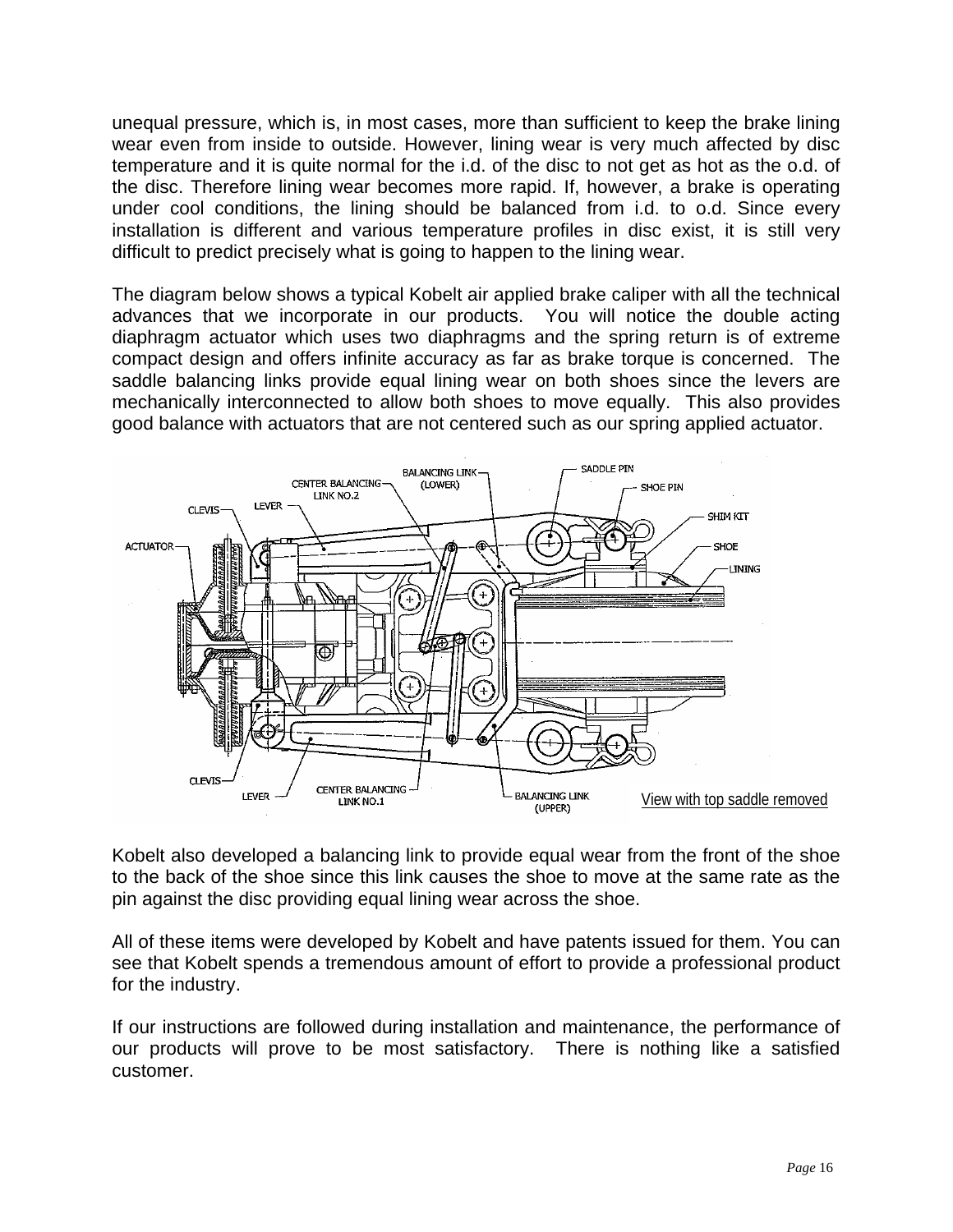unequal pressure, which is, in most cases, more than sufficient to keep the brake lining wear even from inside to outside. However, lining wear is very much affected by disc temperature and it is quite normal for the i.d. of the disc to not get as hot as the o.d. of the disc. Therefore lining wear becomes more rapid. If, however, a brake is operating under cool conditions, the lining should be balanced from i.d. to o.d. Since every installation is different and various temperature profiles in disc exist, it is still very difficult to predict precisely what is going to happen to the lining wear.

The diagram below shows a typical Kobelt air applied brake caliper with all the technical advances that we incorporate in our products. You will notice the double acting diaphragm actuator which uses two diaphragms and the spring return is of extreme compact design and offers infinite accuracy as far as brake torque is concerned. The saddle balancing links provide equal lining wear on both shoes since the levers are mechanically interconnected to allow both shoes to move equally. This also provides good balance with actuators that are not centered such as our spring applied actuator.

BALANCING LINK (LOWER)
CENTER BALANCING LINK NO.2
SADDLE PIN
SHOE PIN
SHIM KIT
SHOE
LINING
CLEVIS
LEVER
ACTUATOR
CLEVIS
LEVER
CENTER BALANCING LINK NO.1
BALANCING LINK (UPPER)

View with top saddle removed

Kobelt also developed a balancing link to provide equal wear from the front of the shoe to the back of the shoe since this link causes the shoe to move at the same rate as the pin against the disc providing equal lining wear across the shoe.

All of these items were developed by Kobelt and have patents issued for them. You can see that Kobelt spends a tremendous amount of effort to provide a professional product for the industry.

If our instructions are followed during installation and maintenance, the performance of our products will prove to be most satisfactory. There is nothing like a satisfied customer.